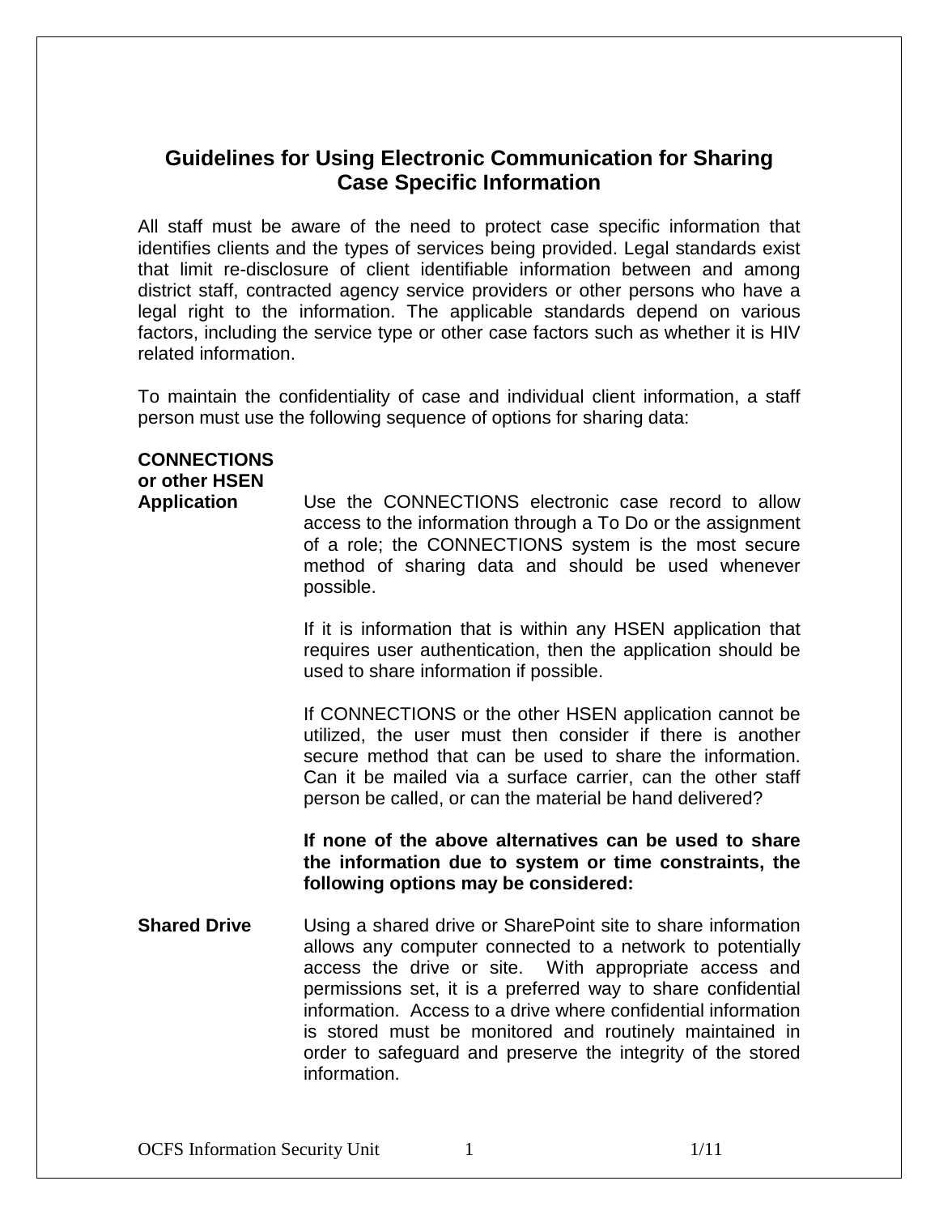# Guidelines for Using Electronic Communication for Sharing Case Specific Information

All staff must be aware of the need to protect case specific information that identifies clients and the types of services being provided. Legal standards exist that limit re-disclosure of client identifiable information between and among district staff, contracted agency service providers or other persons who have a legal right to the information. The applicable standards depend on various factors, including the service type or other case factors such as whether it is HIV related information.

To maintain the confidentiality of case and individual client information, a staff person must use the following sequence of options for sharing data:

**CONNECTIONS or other HSEN Application**

Use the CONNECTIONS electronic case record to allow access to the information through a To Do or the assignment of a role; the CONNECTIONS system is the most secure method of sharing data and should be used whenever possible.

If it is information that is within any HSEN application that requires user authentication, then the application should be used to share information if possible.

If CONNECTIONS or the other HSEN application cannot be utilized, the user must then consider if there is another secure method that can be used to share the information. Can it be mailed via a surface carrier, can the other staff person be called, or can the material be hand delivered?

**If none of the above alternatives can be used to share the information due to system or time constraints, the following options may be considered:**

**Shared Drive**

Using a shared drive or SharePoint site to share information allows any computer connected to a network to potentially access the drive or site. With appropriate access and permissions set, it is a preferred way to share confidential information. Access to a drive where confidential information is stored must be monitored and routinely maintained in order to safeguard and preserve the integrity of the stored information.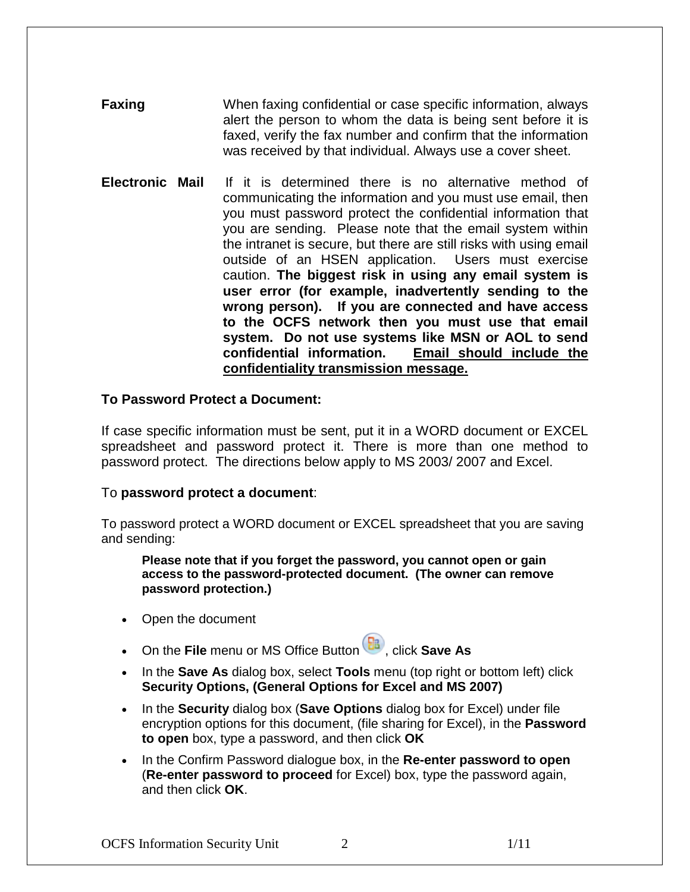**Faxing** When faxing confidential or case specific information, always alert the person to whom the data is being sent before it is faxed, verify the fax number and confirm that the information was received by that individual. Always use a cover sheet.

**Electronic Mail** If it is determined there is no alternative method of communicating the information and you must use email, then you must password protect the confidential information that you are sending. Please note that the email system within the intranet is secure, but there are still risks with using email outside of an HSEN application. Users must exercise caution. **The biggest risk in using any email system is user error (for example, inadvertently sending to the wrong person). If you are connected and have access to the OCFS network then you must use that email system. Do not use systems like MSN or AOL to send confidential information.** **<u>Email should include the confidentiality transmission message.</u>**

**To Password Protect a Document:**

If case specific information must be sent, put it in a WORD document or EXCEL spreadsheet and password protect it. There is more than one method to password protect. The directions below apply to MS 2003/ 2007 and Excel.

To **password protect a document**:

To password protect a WORD document or EXCEL spreadsheet that you are saving and sending:

> **Please note that if you forget the password, you cannot open or gain access to the password-protected document. (The owner can remove password protection.)**

- Open the document
- On the **File** menu or MS Office Button, click **Save As**
- In the **Save As** dialog box, select **Tools** menu (top right or bottom left) click **Security Options, (General Options for Excel and MS 2007)**
- In the **Security** dialog box (**Save Options** dialog box for Excel) under file encryption options for this document, (file sharing for Excel), in the **Password to open** box, type a password, and then click **OK**
- In the Confirm Password dialogue box, in the **Re-enter password to open** (**Re-enter password to proceed** for Excel) box, type the password again, and then click **OK**.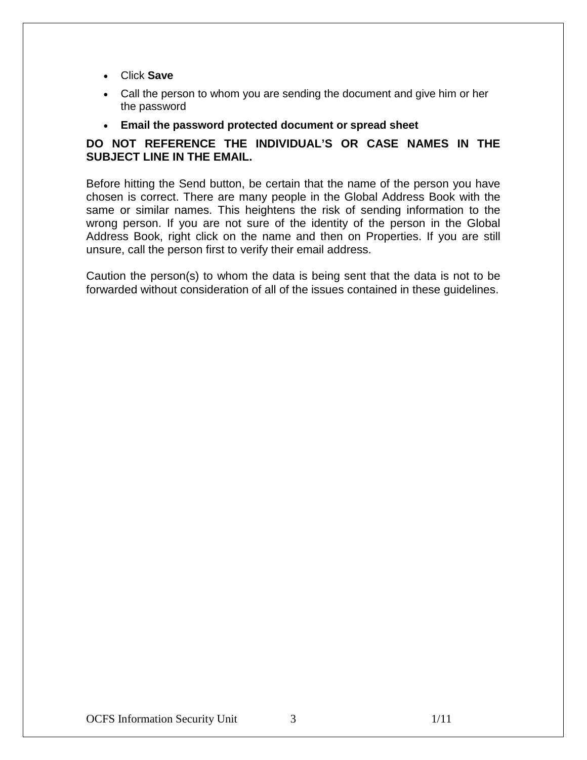- Click **Save**
- Call the person to whom you are sending the document and give him or her the password
- **Email the password protected document or spread sheet**

**DO NOT REFERENCE THE INDIVIDUAL'S OR CASE NAMES IN THE SUBJECT LINE IN THE EMAIL.**

Before hitting the Send button, be certain that the name of the person you have chosen is correct. There are many people in the Global Address Book with the same or similar names. This heightens the risk of sending information to the wrong person. If you are not sure of the identity of the person in the Global Address Book, right click on the name and then on Properties. If you are still unsure, call the person first to verify their email address.

Caution the person(s) to whom the data is being sent that the data is not to be forwarded without consideration of all of the issues contained in these guidelines.